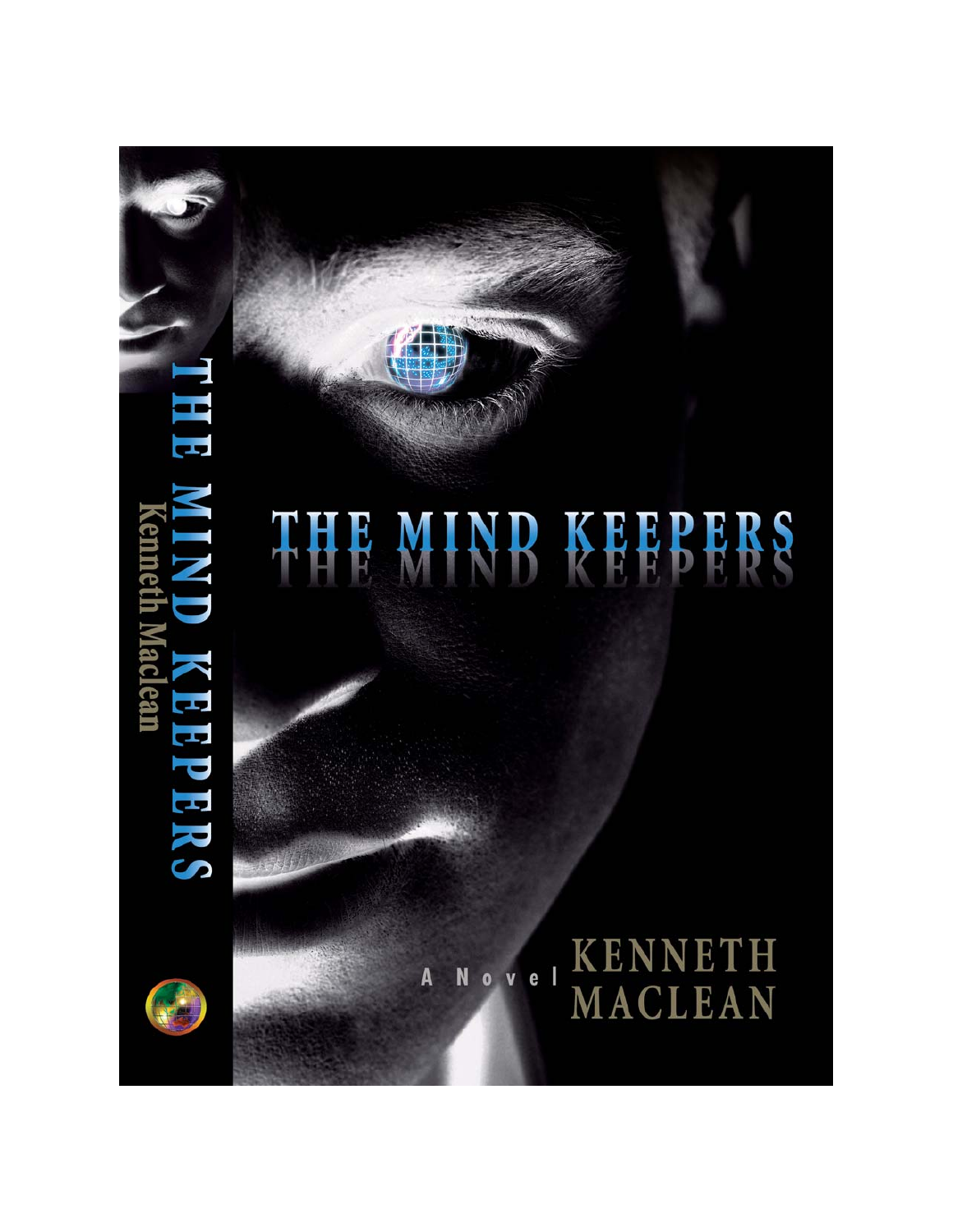# THE MIND KEEPERS

A Novel

KENNETH MACLEAN

THE MIND KEEPERS
Kenneth Maclean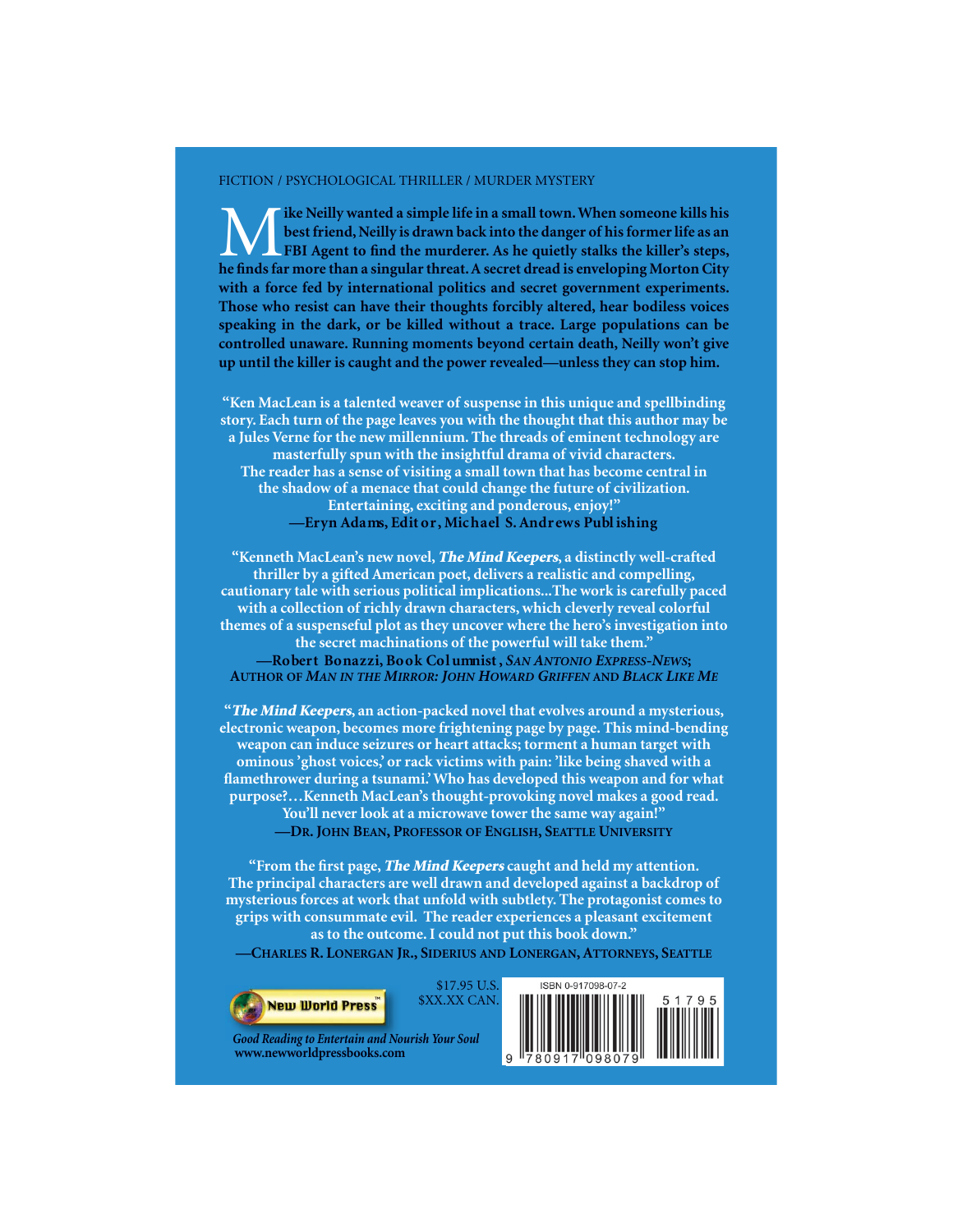FICTION / PSYCHOLOGICAL THRILLER / MURDER MYSTERY

**Mike Neilly wanted a simple life in a small town. When someone kills his best friend, Neilly is drawn back into the danger of his former life as an FBI Agent to find the murderer. As he quietly stalks the killer's steps, he finds far more than a singular threat. A secret dread is enveloping Morton City with a force fed by international politics and secret government experiments. Those who resist can have their thoughts forcibly altered, hear bodiless voices speaking in the dark, or be killed without a trace. Large populations can be controlled unaware. Running moments beyond certain death, Neilly won't give up until the killer is caught and the power revealed—unless they can stop him.**

**"Ken MacLean is a talented weaver of suspense in this unique and spellbinding story. Each turn of the page leaves you with the thought that this author may be a Jules Verne for the new millennium. The threads of eminent technology are masterfully spun with the insightful drama of vivid characters. The reader has a sense of visiting a small town that has become central in the shadow of a menace that could change the future of civilization. Entertaining, exciting and ponderous, enjoy!"**
**—Eryn Adams, Editor, Michael S. Andrews Publishing**

**"Kenneth MacLean's new novel, *The Mind Keepers*, a distinctly well-crafted thriller by a gifted American poet, delivers a realistic and compelling, cautionary tale with serious political implications...The work is carefully paced with a collection of richly drawn characters, which cleverly reveal colorful themes of a suspenseful plot as they uncover where the hero's investigation into the secret machinations of the powerful will take them."**
**—Robert Bonazzi, Book Columnist, *San Antonio Express-News*; Author of *Man in the Mirror: John Howard Griffen* and *Black Like Me***

**"*The Mind Keepers*, an action-packed novel that evolves around a mysterious, electronic weapon, becomes more frightening page by page. This mind-bending weapon can induce seizures or heart attacks; torment a human target with ominous 'ghost voices,' or rack victims with pain: 'like being shaved with a flamethrower during a tsunami.' Who has developed this weapon and for what purpose?…Kenneth MacLean's thought-provoking novel makes a good read. You'll never look at a microwave tower the same way again!"**
**—Dr. John Bean, Professor of English, Seattle University**

**"From the first page, *The Mind Keepers* caught and held my attention. The principal characters are well drawn and developed against a backdrop of mysterious forces at work that unfold with subtlety. The protagonist comes to grips with consummate evil. The reader experiences a pleasant excitement as to the outcome. I could not put this book down."**
**—Charles R. Lonergan Jr., Siderius and Lonergan, Attorneys, Seattle**

New World Press™

*Good Reading to Entertain and Nourish Your Soul*
**www.newworldpressbooks.com**

$17.95 U.S.
$XX.XX CAN.

ISBN 0-917098-07-2

9 780917 098079 51795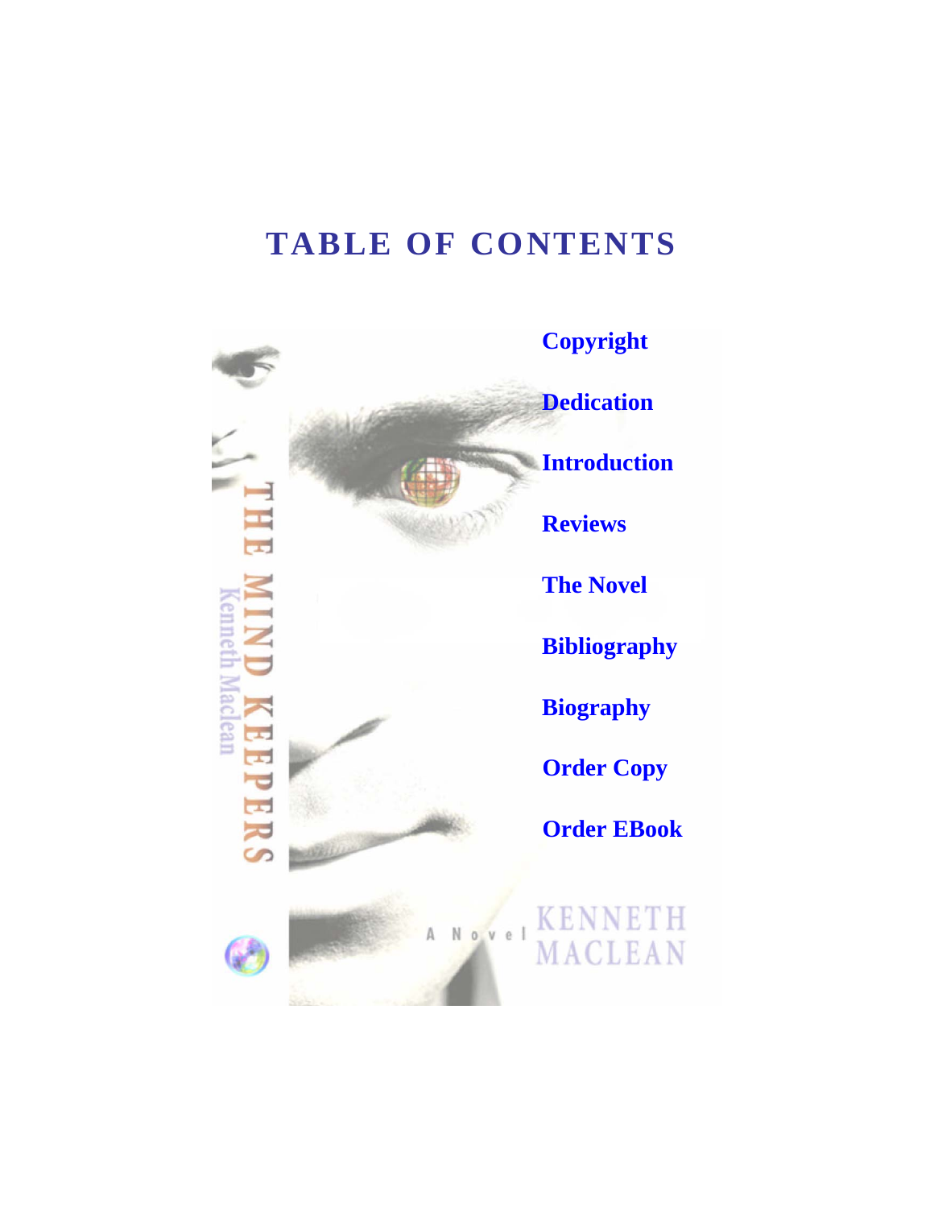# TABLE OF CONTENTS

- Copyright
- Dedication
- Introduction
- Reviews
- The Novel
- Bibliography
- Biography
- Order Copy
- Order EBook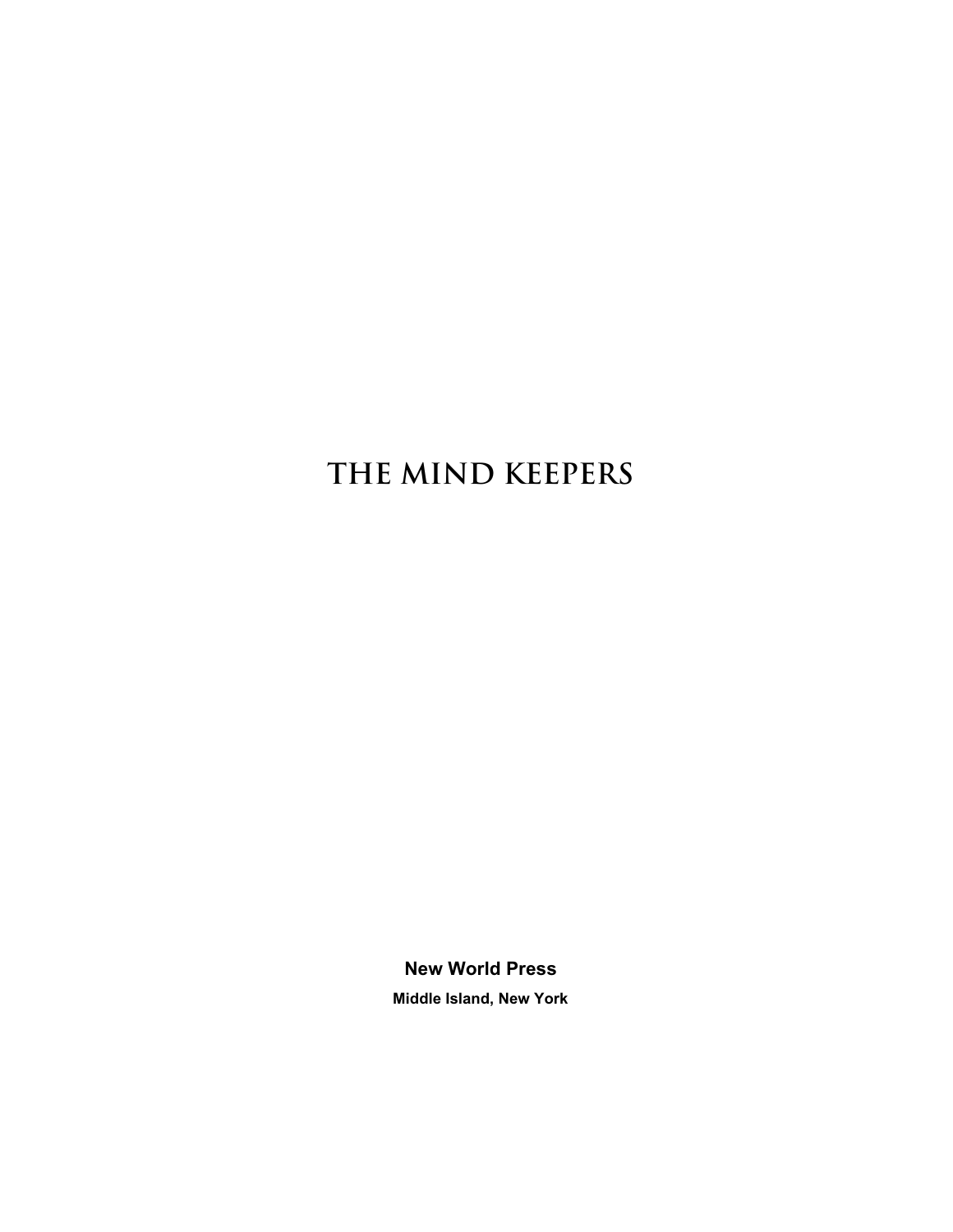# THE MIND KEEPERS

**New World Press**

**Middle Island, New York**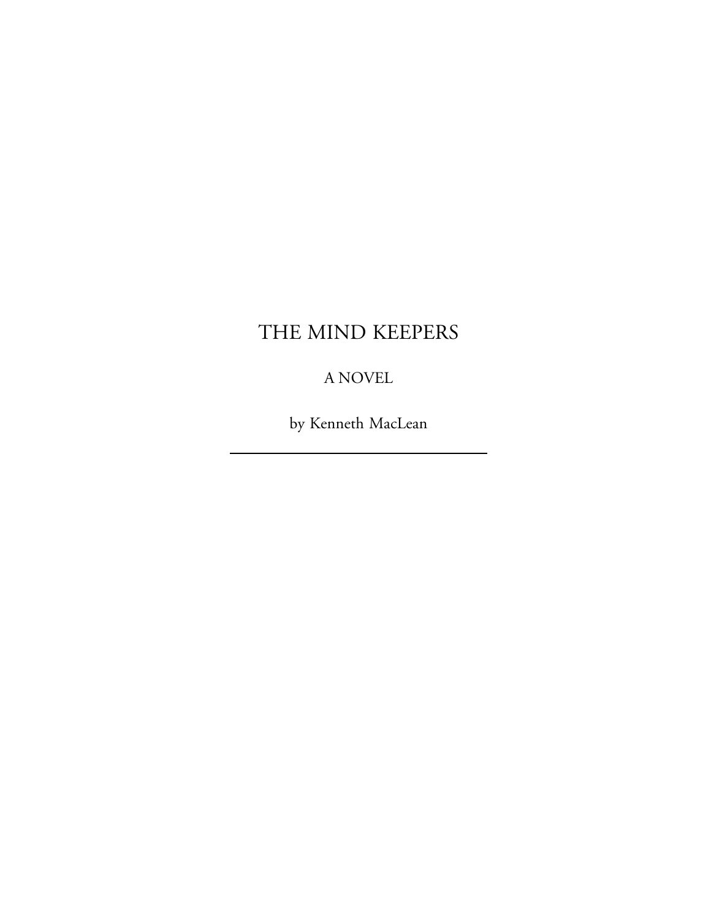# THE MIND KEEPERS

A NOVEL

by Kenneth MacLean

---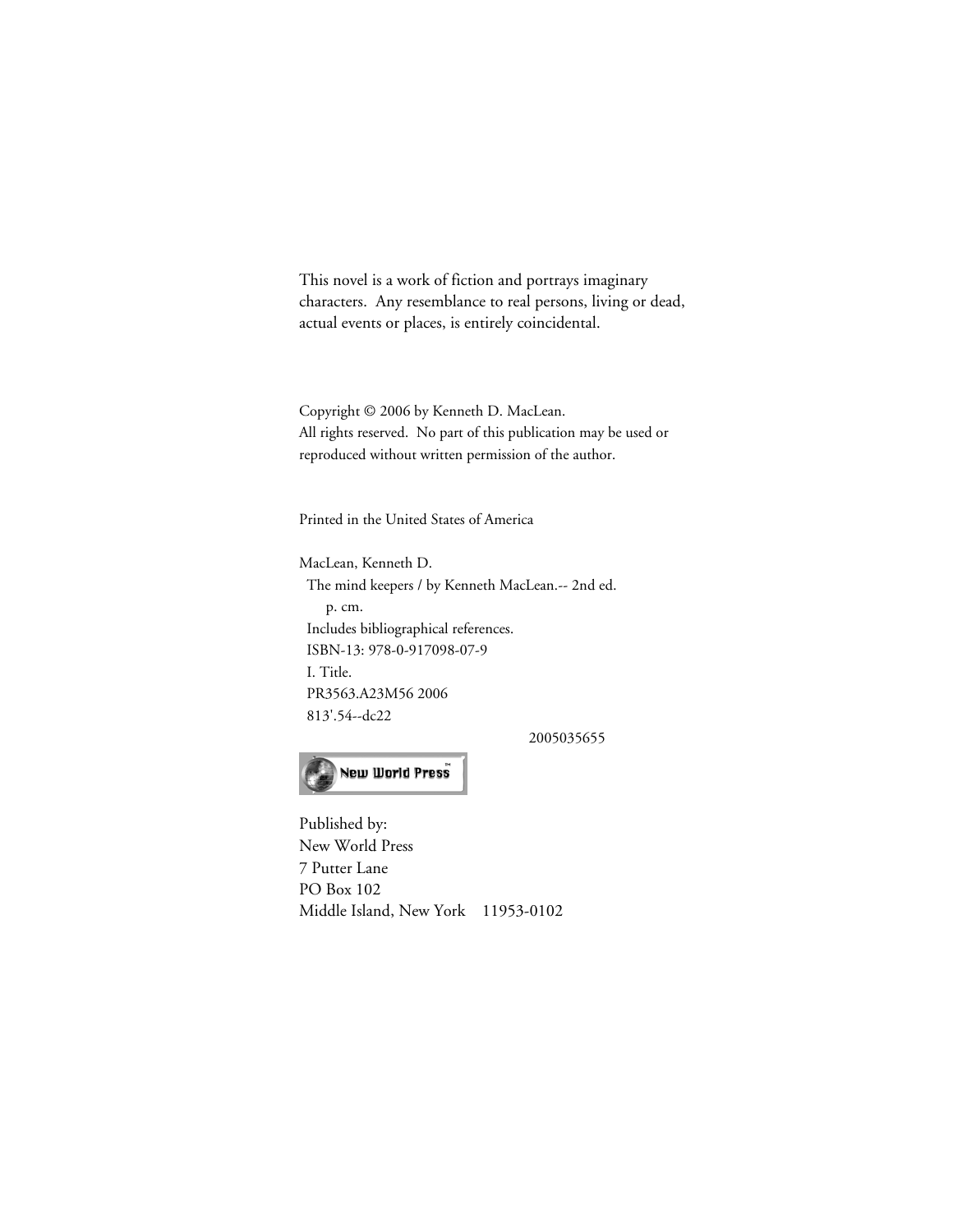This novel is a work of fiction and portrays imaginary characters. Any resemblance to real persons, living or dead, actual events or places, is entirely coincidental.

Copyright © 2006 by Kenneth D. MacLean.
All rights reserved. No part of this publication may be used or reproduced without written permission of the author.

Printed in the United States of America

MacLean, Kenneth D.
The mind keepers / by Kenneth MacLean.-- 2nd ed.
p. cm.
Includes bibliographical references.
ISBN-13: 978-0-917098-07-9
I. Title.
PR3563.A23M56 2006
813'.54--dc22

2005035655

New World Press™

Published by:
New World Press
7 Putter Lane
PO Box 102
Middle Island, New York 11953-0102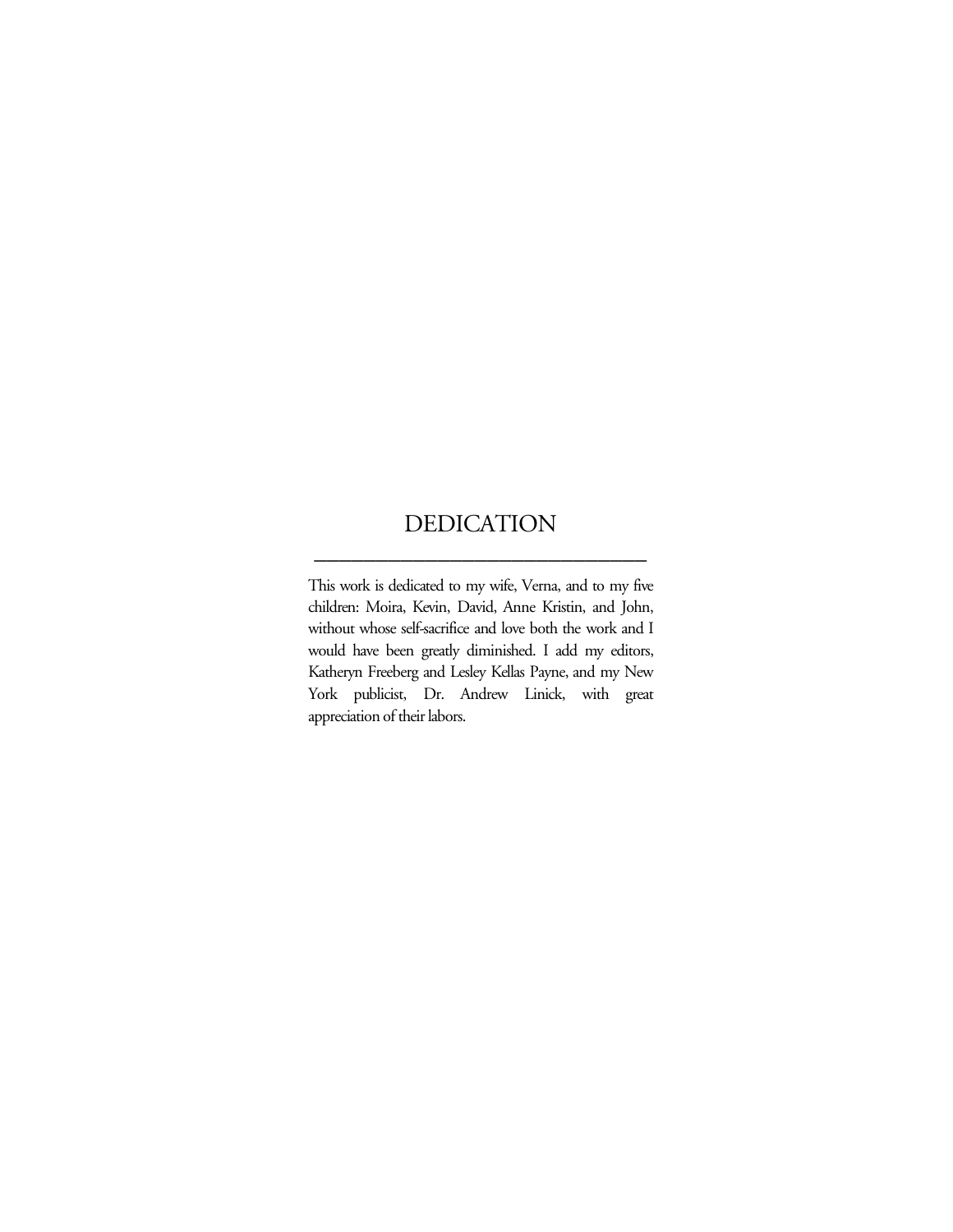# DEDICATION

---

This work is dedicated to my wife, Verna, and to my five children: Moira, Kevin, David, Anne Kristin, and John, without whose self-sacrifice and love both the work and I would have been greatly diminished. I add my editors, Katheryn Freeberg and Lesley Kellas Payne, and my New York publicist, Dr. Andrew Linick, with great appreciation of their labors.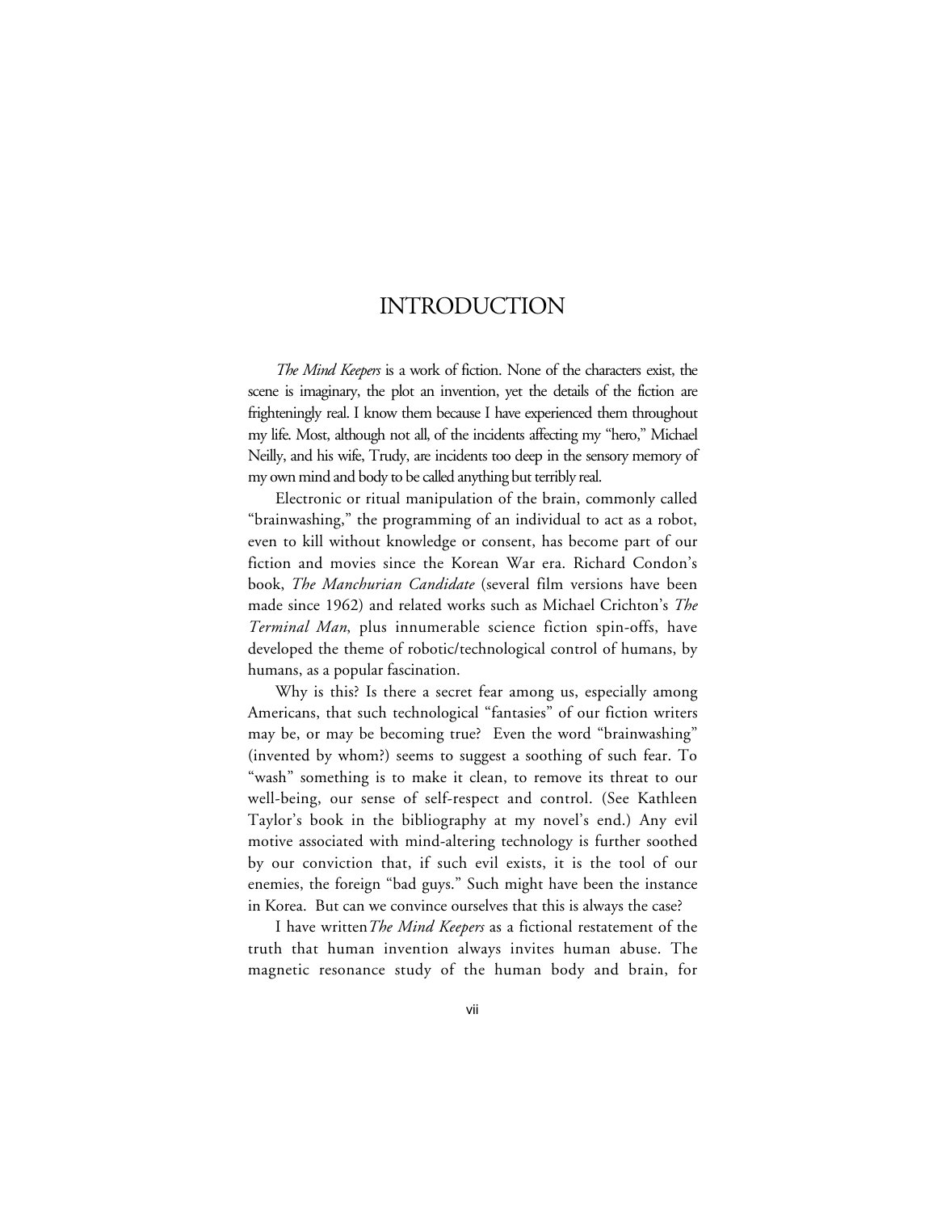# INTRODUCTION

*The Mind Keepers* is a work of fiction. None of the characters exist, the scene is imaginary, the plot an invention, yet the details of the fiction are frighteningly real. I know them because I have experienced them throughout my life. Most, although not all, of the incidents affecting my "hero," Michael Neilly, and his wife, Trudy, are incidents too deep in the sensory memory of my own mind and body to be called anything but terribly real.

Electronic or ritual manipulation of the brain, commonly called "brainwashing," the programming of an individual to act as a robot, even to kill without knowledge or consent, has become part of our fiction and movies since the Korean War era. Richard Condon's book, *The Manchurian Candidate* (several film versions have been made since 1962) and related works such as Michael Crichton's *The Terminal Man*, plus innumerable science fiction spin-offs, have developed the theme of robotic/technological control of humans, by humans, as a popular fascination.

Why is this? Is there a secret fear among us, especially among Americans, that such technological "fantasies" of our fiction writers may be, or may be becoming true? Even the word "brainwashing" (invented by whom?) seems to suggest a soothing of such fear. To "wash" something is to make it clean, to remove its threat to our well-being, our sense of self-respect and control. (See Kathleen Taylor's book in the bibliography at my novel's end.) Any evil motive associated with mind-altering technology is further soothed by our conviction that, if such evil exists, it is the tool of our enemies, the foreign "bad guys." Such might have been the instance in Korea. But can we convince ourselves that this is always the case?

I have written *The Mind Keepers* as a fictional restatement of the truth that human invention always invites human abuse. The magnetic resonance study of the human body and brain, for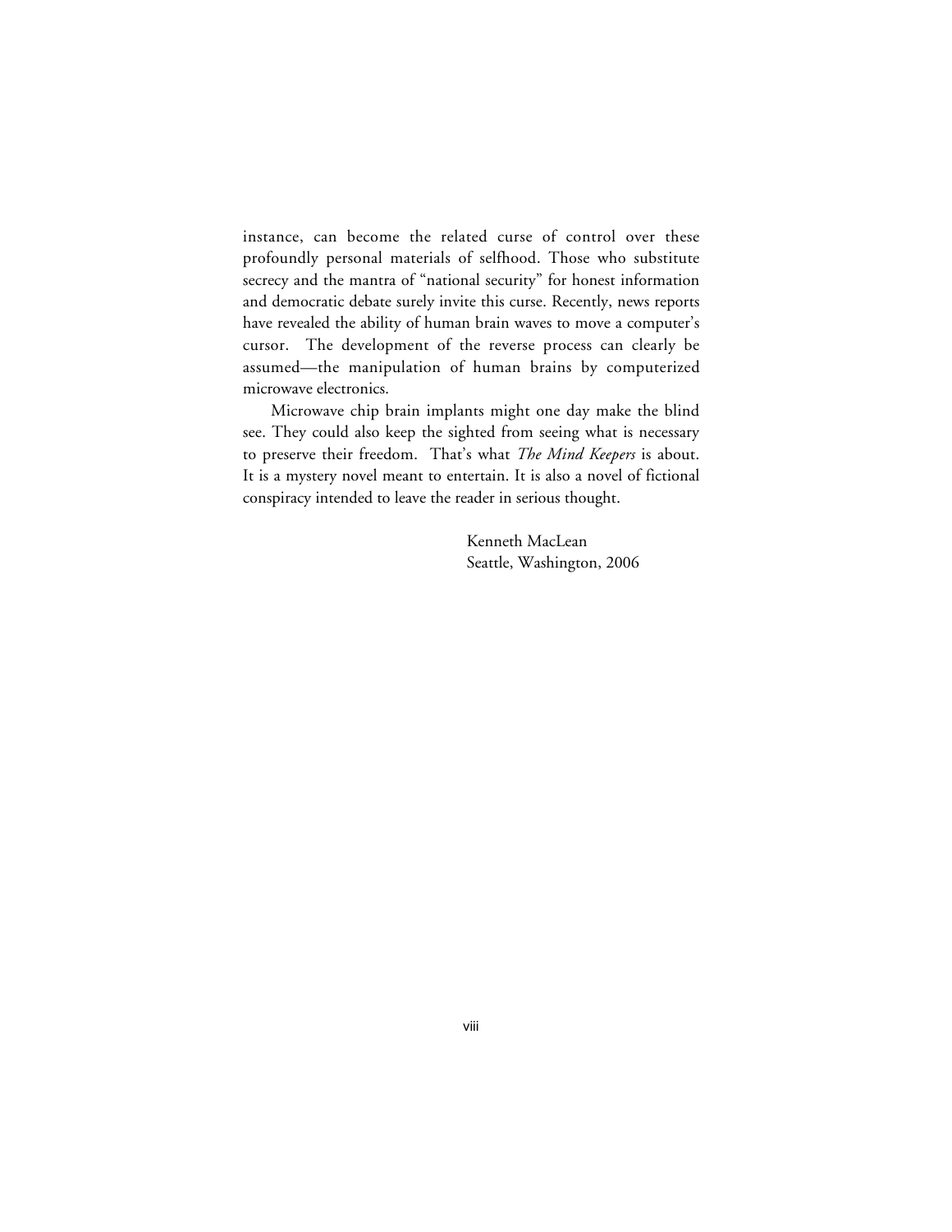instance, can become the related curse of control over these profoundly personal materials of selfhood. Those who substitute secrecy and the mantra of "national security" for honest information and democratic debate surely invite this curse. Recently, news reports have revealed the ability of human brain waves to move a computer's cursor. The development of the reverse process can clearly be assumed—the manipulation of human brains by computerized microwave electronics.

Microwave chip brain implants might one day make the blind see. They could also keep the sighted from seeing what is necessary to preserve their freedom. That's what *The Mind Keepers* is about. It is a mystery novel meant to entertain. It is also a novel of fictional conspiracy intended to leave the reader in serious thought.

Kenneth MacLean
Seattle, Washington, 2006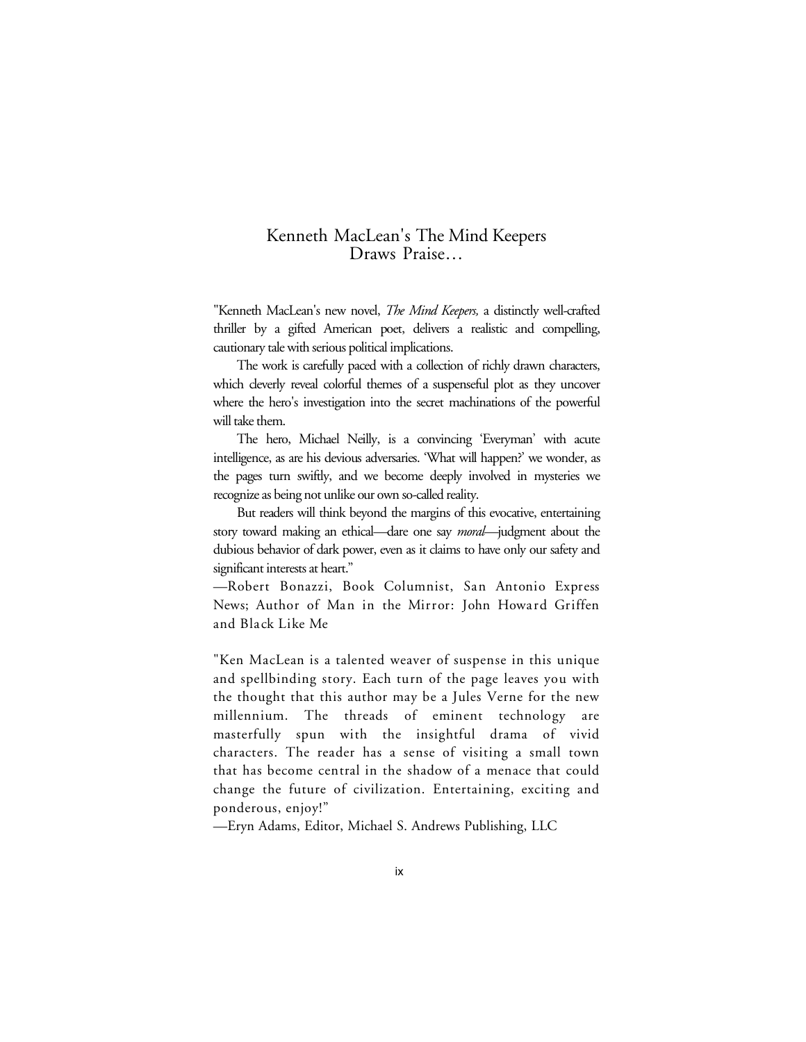# Kenneth MacLean's The Mind Keepers Draws Praise…

"Kenneth MacLean's new novel, *The Mind Keepers,* a distinctly well-crafted thriller by a gifted American poet, delivers a realistic and compelling, cautionary tale with serious political implications.

The work is carefully paced with a collection of richly drawn characters, which cleverly reveal colorful themes of a suspenseful plot as they uncover where the hero's investigation into the secret machinations of the powerful will take them.

The hero, Michael Neilly, is a convincing 'Everyman' with acute intelligence, as are his devious adversaries. 'What will happen?' we wonder, as the pages turn swiftly, and we become deeply involved in mysteries we recognize as being not unlike our own so-called reality.

But readers will think beyond the margins of this evocative, entertaining story toward making an ethical—dare one say *moral*—judgment about the dubious behavior of dark power, even as it claims to have only our safety and significant interests at heart."

—Robert Bonazzi, Book Columnist, San Antonio Express News; Author of Man in the Mirror: John Howard Griffen and Black Like Me

"Ken MacLean is a talented weaver of suspense in this unique and spellbinding story. Each turn of the page leaves you with the thought that this author may be a Jules Verne for the new millennium. The threads of eminent technology are masterfully spun with the insightful drama of vivid characters. The reader has a sense of visiting a small town that has become central in the shadow of a menace that could change the future of civilization. Entertaining, exciting and ponderous, enjoy!"

—Eryn Adams, Editor, Michael S. Andrews Publishing, LLC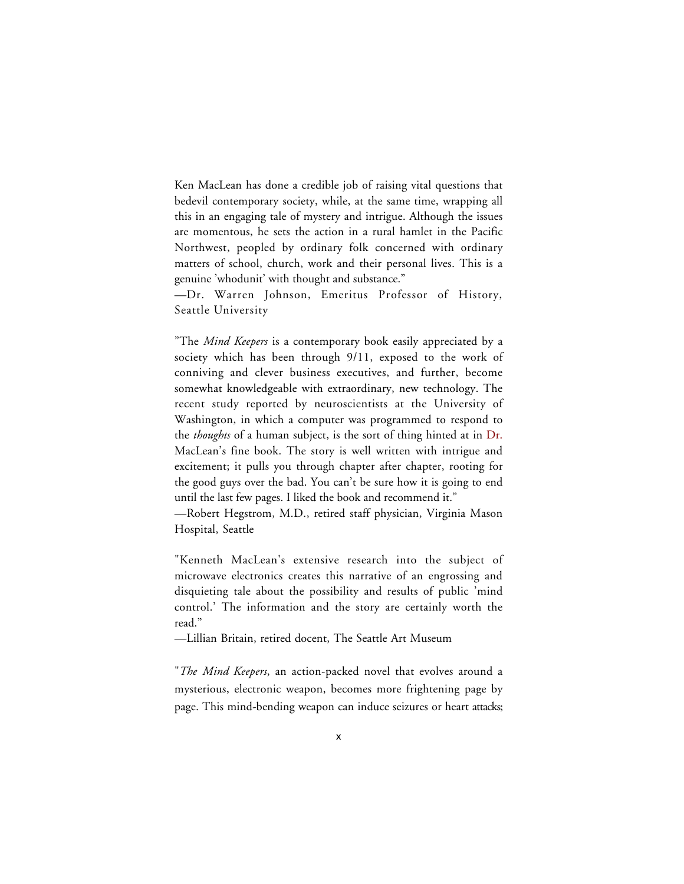Ken MacLean has done a credible job of raising vital questions that bedevil contemporary society, while, at the same time, wrapping all this in an engaging tale of mystery and intrigue. Although the issues are momentous, he sets the action in a rural hamlet in the Pacific Northwest, peopled by ordinary folk concerned with ordinary matters of school, church, work and their personal lives. This is a genuine 'whodunit' with thought and substance."

—Dr. Warren Johnson, Emeritus Professor of History, Seattle University

"The *Mind Keepers* is a contemporary book easily appreciated by a society which has been through 9/11, exposed to the work of conniving and clever business executives, and further, become somewhat knowledgeable with extraordinary, new technology. The recent study reported by neuroscientists at the University of Washington, in which a computer was programmed to respond to the *thoughts* of a human subject, is the sort of thing hinted at in Dr. MacLean's fine book. The story is well written with intrigue and excitement; it pulls you through chapter after chapter, rooting for the good guys over the bad. You can't be sure how it is going to end until the last few pages. I liked the book and recommend it."

—Robert Hegstrom, M.D., retired staff physician, Virginia Mason Hospital, Seattle

"Kenneth MacLean's extensive research into the subject of microwave electronics creates this narrative of an engrossing and disquieting tale about the possibility and results of public 'mind control.' The information and the story are certainly worth the read."

—Lillian Britain, retired docent, The Seattle Art Museum

"*The Mind Keepers*, an action-packed novel that evolves around a mysterious, electronic weapon, becomes more frightening page by page. This mind-bending weapon can induce seizures or heart attacks;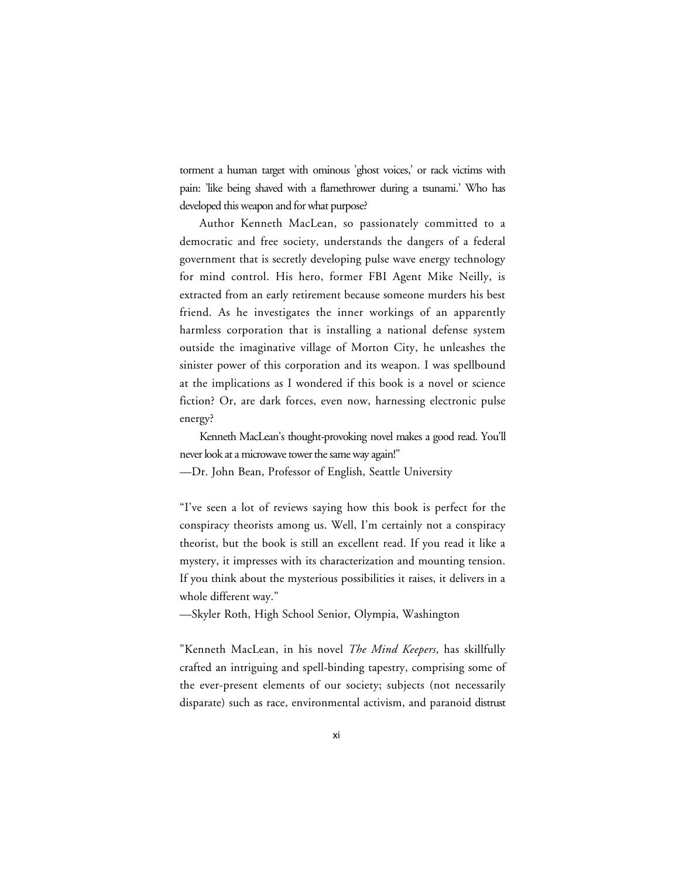torment a human target with ominous 'ghost voices,' or rack victims with pain: 'like being shaved with a flamethrower during a tsunami.' Who has developed this weapon and for what purpose?

Author Kenneth MacLean, so passionately committed to a democratic and free society, understands the dangers of a federal government that is secretly developing pulse wave energy technology for mind control. His hero, former FBI Agent Mike Neilly, is extracted from an early retirement because someone murders his best friend. As he investigates the inner workings of an apparently harmless corporation that is installing a national defense system outside the imaginative village of Morton City, he unleashes the sinister power of this corporation and its weapon. I was spellbound at the implications as I wondered if this book is a novel or science fiction? Or, are dark forces, even now, harnessing electronic pulse energy?

Kenneth MacLean's thought-provoking novel makes a good read. You'll never look at a microwave tower the same way again!"
—Dr. John Bean, Professor of English, Seattle University

"I've seen a lot of reviews saying how this book is perfect for the conspiracy theorists among us. Well, I'm certainly not a conspiracy theorist, but the book is still an excellent read. If you read it like a mystery, it impresses with its characterization and mounting tension. If you think about the mysterious possibilities it raises, it delivers in a whole different way."
—Skyler Roth, High School Senior, Olympia, Washington

"Kenneth MacLean, in his novel *The Mind Keepers*, has skillfully crafted an intriguing and spell-binding tapestry, comprising some of the ever-present elements of our society; subjects (not necessarily disparate) such as race, environmental activism, and paranoid distrust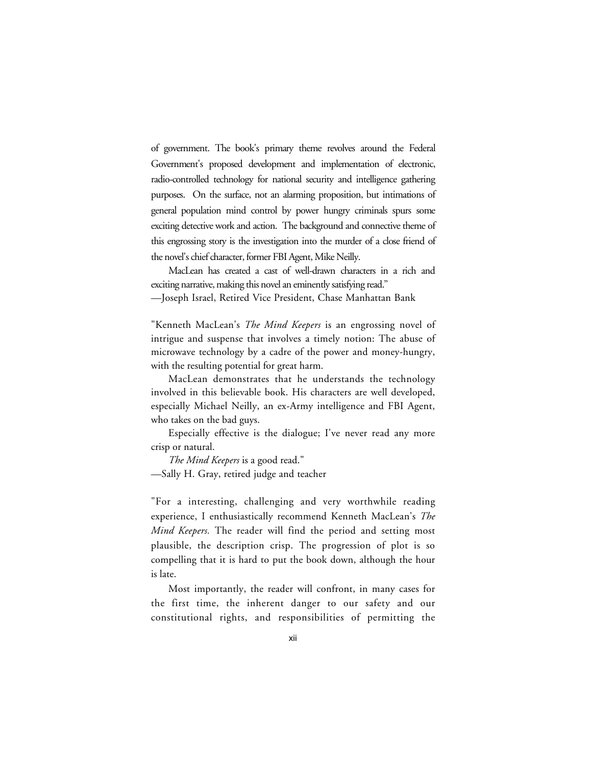of government. The book's primary theme revolves around the Federal Government's proposed development and implementation of electronic, radio-controlled technology for national security and intelligence gathering purposes. On the surface, not an alarming proposition, but intimations of general population mind control by power hungry criminals spurs some exciting detective work and action. The background and connective theme of this engrossing story is the investigation into the murder of a close friend of the novel's chief character, former FBI Agent, Mike Neilly.

MacLean has created a cast of well-drawn characters in a rich and exciting narrative, making this novel an eminently satisfying read."
—Joseph Israel, Retired Vice President, Chase Manhattan Bank

"Kenneth MacLean's *The Mind Keepers* is an engrossing novel of intrigue and suspense that involves a timely notion: The abuse of microwave technology by a cadre of the power and money-hungry, with the resulting potential for great harm.

MacLean demonstrates that he understands the technology involved in this believable book. His characters are well developed, especially Michael Neilly, an ex-Army intelligence and FBI Agent, who takes on the bad guys.

Especially effective is the dialogue; I've never read any more crisp or natural.

*The Mind Keepers* is a good read."
—Sally H. Gray, retired judge and teacher

"For a interesting, challenging and very worthwhile reading experience, I enthusiastically recommend Kenneth MacLean's *The Mind Keepers.* The reader will find the period and setting most plausible, the description crisp. The progression of plot is so compelling that it is hard to put the book down, although the hour is late.

Most importantly, the reader will confront, in many cases for the first time, the inherent danger to our safety and our constitutional rights, and responsibilities of permitting the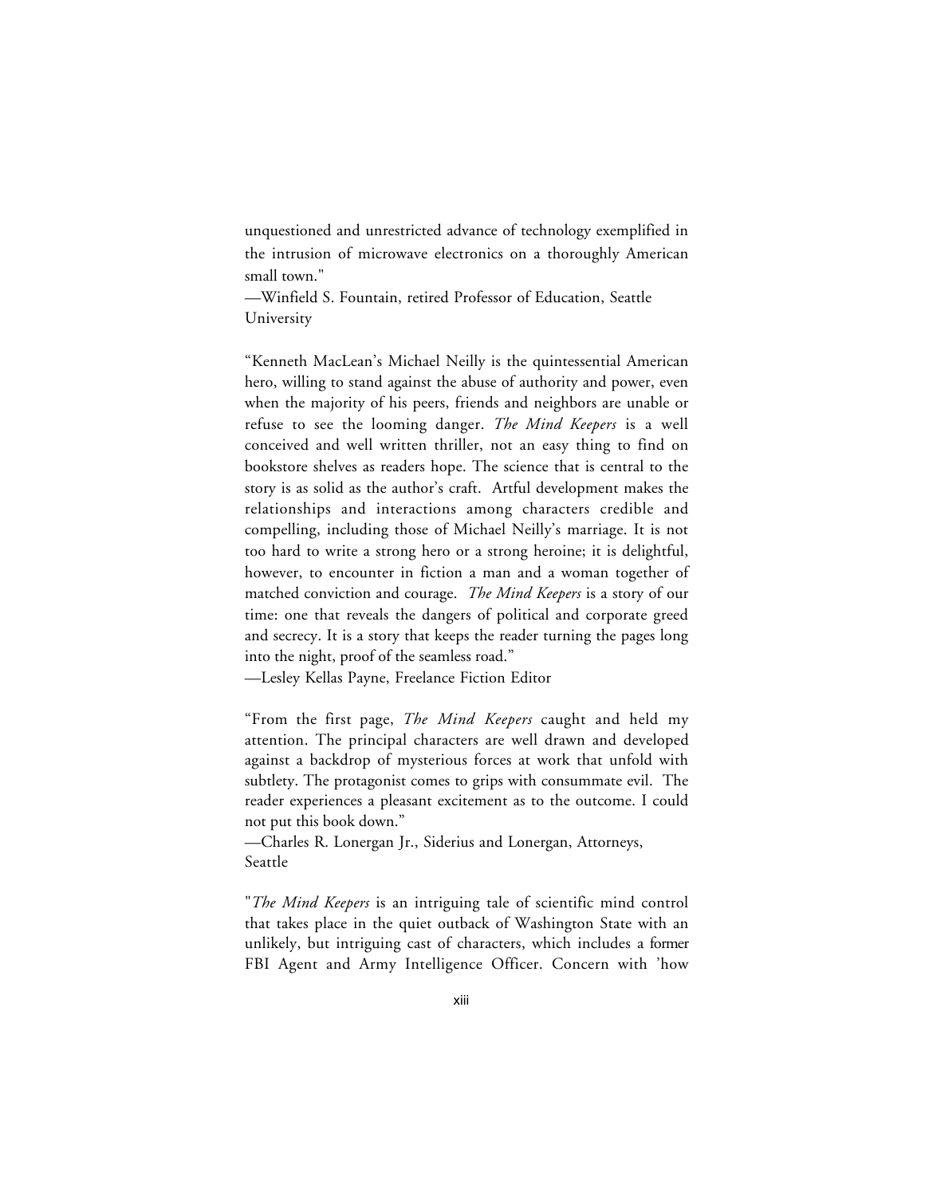unquestioned and unrestricted advance of technology exemplified in the intrusion of microwave electronics on a thoroughly American small town."
—Winfield S. Fountain, retired Professor of Education, Seattle University

"Kenneth MacLean's Michael Neilly is the quintessential American hero, willing to stand against the abuse of authority and power, even when the majority of his peers, friends and neighbors are unable or refuse to see the looming danger. *The Mind Keepers* is a well conceived and well written thriller, not an easy thing to find on bookstore shelves as readers hope. The science that is central to the story is as solid as the author's craft. Artful development makes the relationships and interactions among characters credible and compelling, including those of Michael Neilly's marriage. It is not too hard to write a strong hero or a strong heroine; it is delightful, however, to encounter in fiction a man and a woman together of matched conviction and courage. *The Mind Keepers* is a story of our time: one that reveals the dangers of political and corporate greed and secrecy. It is a story that keeps the reader turning the pages long into the night, proof of the seamless road."
—Lesley Kellas Payne, Freelance Fiction Editor

"From the first page, *The Mind Keepers* caught and held my attention. The principal characters are well drawn and developed against a backdrop of mysterious forces at work that unfold with subtlety. The protagonist comes to grips with consummate evil. The reader experiences a pleasant excitement as to the outcome. I could not put this book down."
—Charles R. Lonergan Jr., Siderius and Lonergan, Attorneys, Seattle

"*The Mind Keepers* is an intriguing tale of scientific mind control that takes place in the quiet outback of Washington State with an unlikely, but intriguing cast of characters, which includes a former FBI Agent and Army Intelligence Officer. Concern with 'how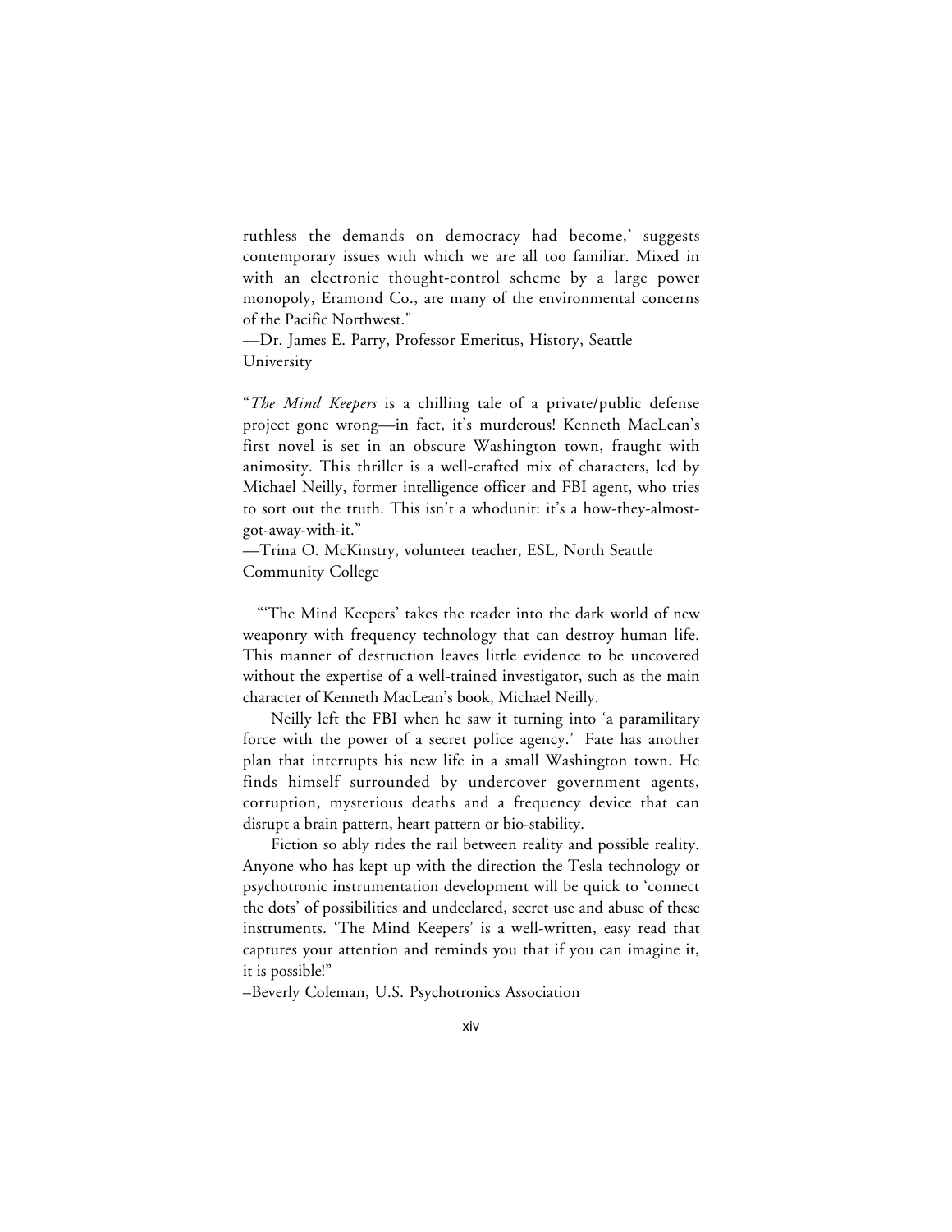ruthless the demands on democracy had become,' suggests contemporary issues with which we are all too familiar. Mixed in with an electronic thought-control scheme by a large power monopoly, Eramond Co., are many of the environmental concerns of the Pacific Northwest."

—Dr. James E. Parry, Professor Emeritus, History, Seattle University

"*The Mind Keepers* is a chilling tale of a private/public defense project gone wrong—in fact, it's murderous! Kenneth MacLean's first novel is set in an obscure Washington town, fraught with animosity. This thriller is a well-crafted mix of characters, led by Michael Neilly, former intelligence officer and FBI agent, who tries to sort out the truth. This isn't a whodunit: it's a how-they-almost-got-away-with-it."

—Trina O. McKinstry, volunteer teacher, ESL, North Seattle Community College

"'The Mind Keepers' takes the reader into the dark world of new weaponry with frequency technology that can destroy human life. This manner of destruction leaves little evidence to be uncovered without the expertise of a well-trained investigator, such as the main character of Kenneth MacLean's book, Michael Neilly.

Neilly left the FBI when he saw it turning into 'a paramilitary force with the power of a secret police agency.' Fate has another plan that interrupts his new life in a small Washington town. He finds himself surrounded by undercover government agents, corruption, mysterious deaths and a frequency device that can disrupt a brain pattern, heart pattern or bio-stability.

Fiction so ably rides the rail between reality and possible reality. Anyone who has kept up with the direction the Tesla technology or psychotronic instrumentation development will be quick to 'connect the dots' of possibilities and undeclared, secret use and abuse of these instruments. 'The Mind Keepers' is a well-written, easy read that captures your attention and reminds you that if you can imagine it, it is possible!"

–Beverly Coleman, U.S. Psychotronics Association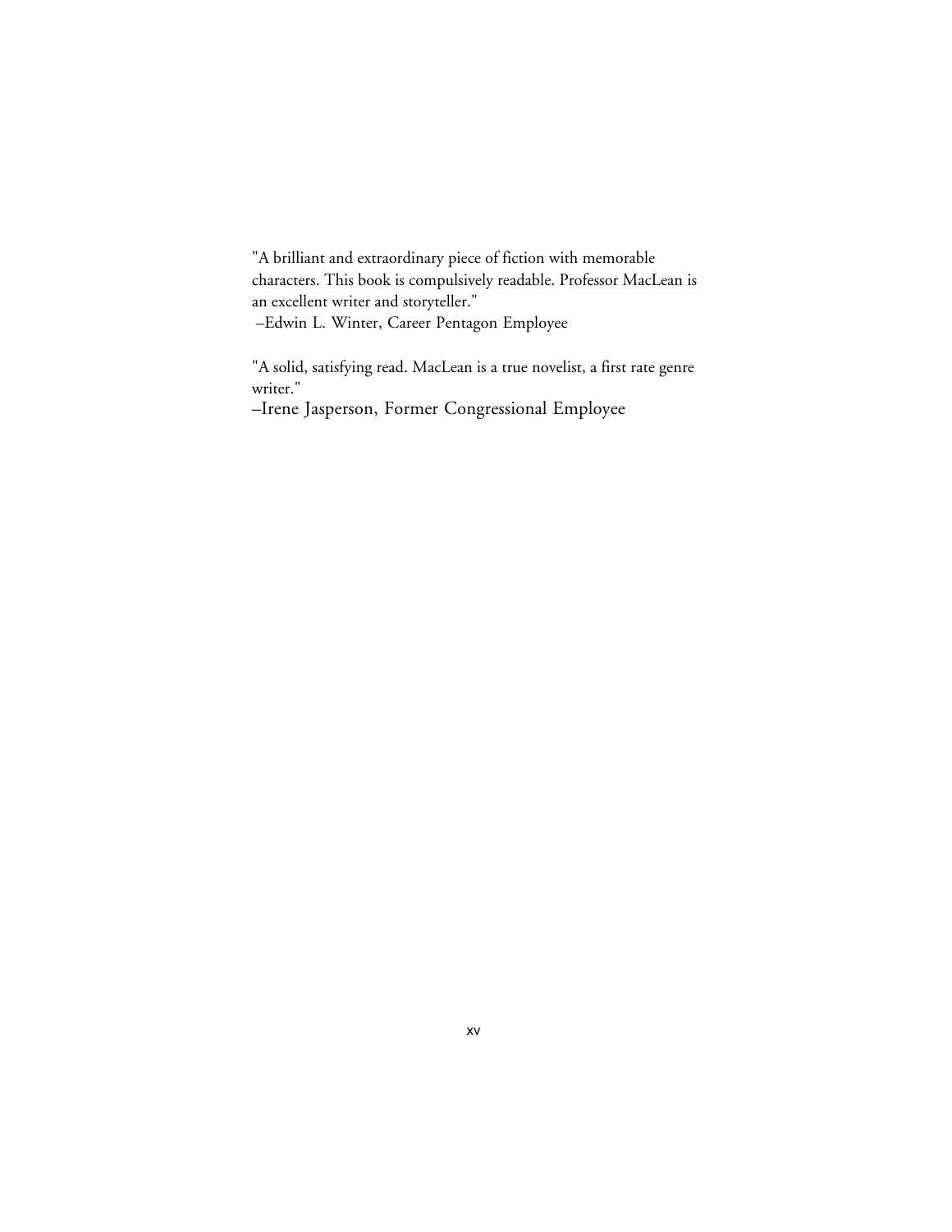"A brilliant and extraordinary piece of fiction with memorable characters. This book is compulsively readable. Professor MacLean is an excellent writer and storyteller."
–Edwin L. Winter, Career Pentagon Employee

"A solid, satisfying read. MacLean is a true novelist, a first rate genre writer."
–Irene Jasperson, Former Congressional Employee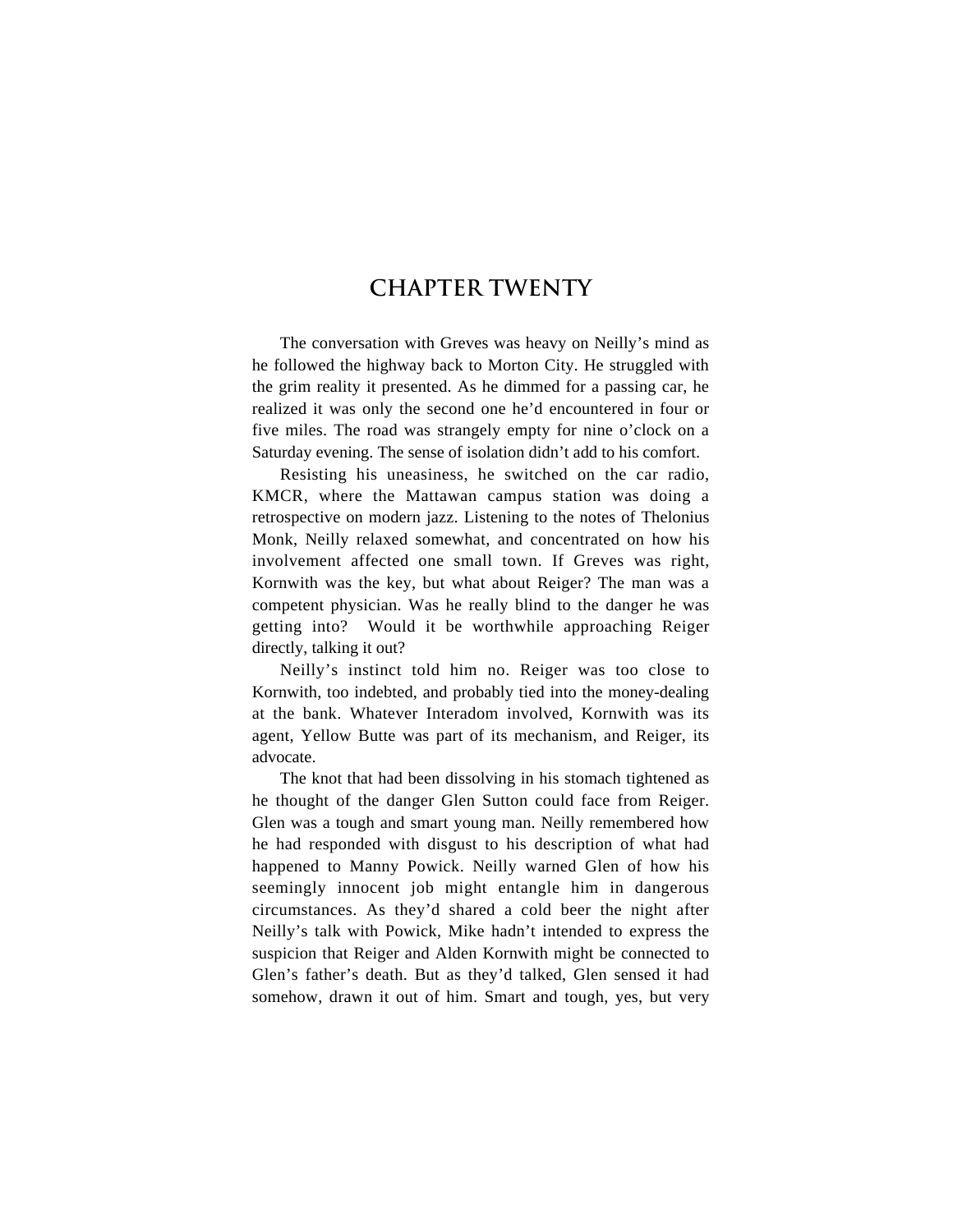# CHAPTER TWENTY

The conversation with Greves was heavy on Neilly's mind as he followed the highway back to Morton City. He struggled with the grim reality it presented. As he dimmed for a passing car, he realized it was only the second one he'd encountered in four or five miles. The road was strangely empty for nine o'clock on a Saturday evening. The sense of isolation didn't add to his comfort.

Resisting his uneasiness, he switched on the car radio, KMCR, where the Mattawan campus station was doing a retrospective on modern jazz. Listening to the notes of Thelonius Monk, Neilly relaxed somewhat, and concentrated on how his involvement affected one small town. If Greves was right, Kornwith was the key, but what about Reiger? The man was a competent physician. Was he really blind to the danger he was getting into? Would it be worthwhile approaching Reiger directly, talking it out?

Neilly's instinct told him no. Reiger was too close to Kornwith, too indebted, and probably tied into the money-dealing at the bank. Whatever Interadom involved, Kornwith was its agent, Yellow Butte was part of its mechanism, and Reiger, its advocate.

The knot that had been dissolving in his stomach tightened as he thought of the danger Glen Sutton could face from Reiger. Glen was a tough and smart young man. Neilly remembered how he had responded with disgust to his description of what had happened to Manny Powick. Neilly warned Glen of how his seemingly innocent job might entangle him in dangerous circumstances. As they'd shared a cold beer the night after Neilly's talk with Powick, Mike hadn't intended to express the suspicion that Reiger and Alden Kornwith might be connected to Glen's father's death. But as they'd talked, Glen sensed it had somehow, drawn it out of him. Smart and tough, yes, but very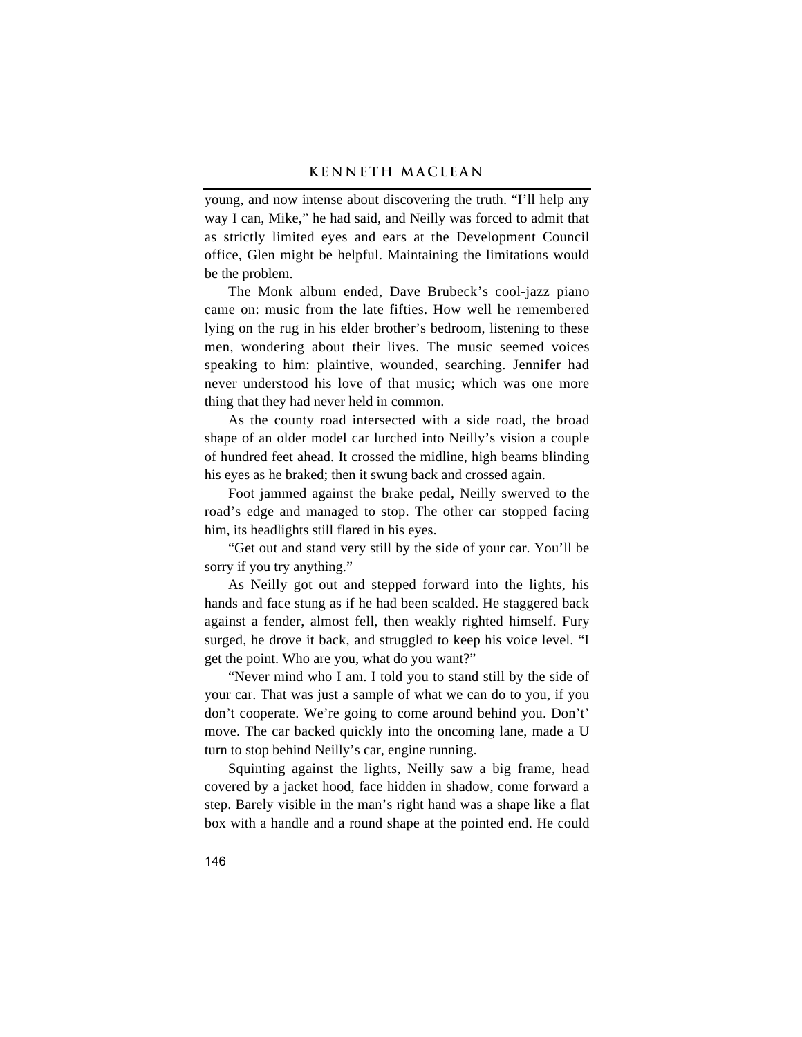young, and now intense about discovering the truth. "I'll help any way I can, Mike," he had said, and Neilly was forced to admit that as strictly limited eyes and ears at the Development Council office, Glen might be helpful. Maintaining the limitations would be the problem.

The Monk album ended, Dave Brubeck's cool-jazz piano came on: music from the late fifties. How well he remembered lying on the rug in his elder brother's bedroom, listening to these men, wondering about their lives. The music seemed voices speaking to him: plaintive, wounded, searching. Jennifer had never understood his love of that music; which was one more thing that they had never held in common.

As the county road intersected with a side road, the broad shape of an older model car lurched into Neilly's vision a couple of hundred feet ahead. It crossed the midline, high beams blinding his eyes as he braked; then it swung back and crossed again.

Foot jammed against the brake pedal, Neilly swerved to the road's edge and managed to stop. The other car stopped facing him, its headlights still flared in his eyes.

"Get out and stand very still by the side of your car. You'll be sorry if you try anything."

As Neilly got out and stepped forward into the lights, his hands and face stung as if he had been scalded. He staggered back against a fender, almost fell, then weakly righted himself. Fury surged, he drove it back, and struggled to keep his voice level. "I get the point. Who are you, what do you want?"

"Never mind who I am. I told you to stand still by the side of your car. That was just a sample of what we can do to you, if you don't cooperate. We're going to come around behind you. Don't' move. The car backed quickly into the oncoming lane, made a U turn to stop behind Neilly's car, engine running.

Squinting against the lights, Neilly saw a big frame, head covered by a jacket hood, face hidden in shadow, come forward a step. Barely visible in the man's right hand was a shape like a flat box with a handle and a round shape at the pointed end. He could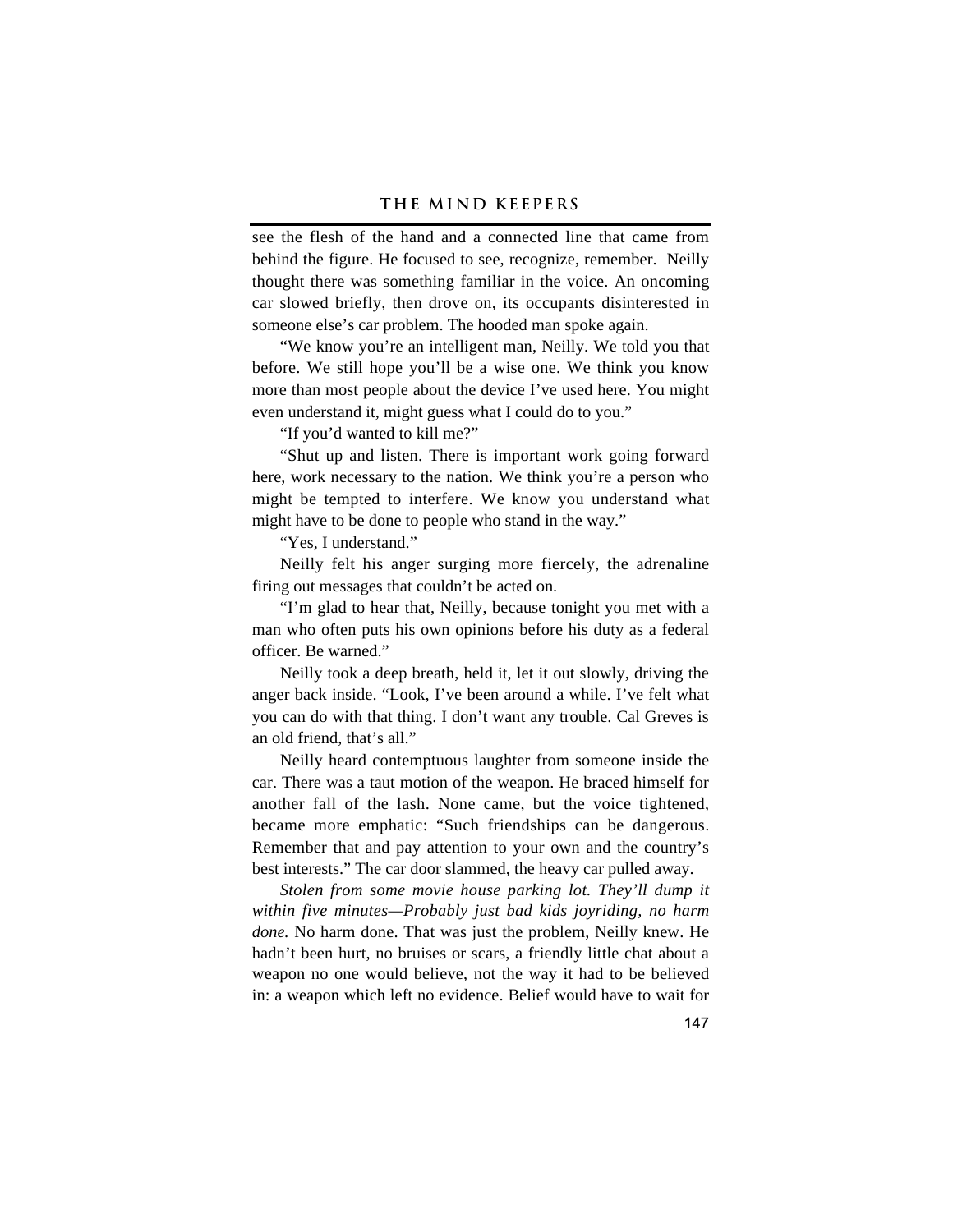see the flesh of the hand and a connected line that came from behind the figure. He focused to see, recognize, remember. Neilly thought there was something familiar in the voice. An oncoming car slowed briefly, then drove on, its occupants disinterested in someone else's car problem. The hooded man spoke again.

"We know you're an intelligent man, Neilly. We told you that before. We still hope you'll be a wise one. We think you know more than most people about the device I've used here. You might even understand it, might guess what I could do to you."

"If you'd wanted to kill me?"

"Shut up and listen. There is important work going forward here, work necessary to the nation. We think you're a person who might be tempted to interfere. We know you understand what might have to be done to people who stand in the way."

"Yes, I understand."

Neilly felt his anger surging more fiercely, the adrenaline firing out messages that couldn't be acted on.

"I'm glad to hear that, Neilly, because tonight you met with a man who often puts his own opinions before his duty as a federal officer. Be warned."

Neilly took a deep breath, held it, let it out slowly, driving the anger back inside. "Look, I've been around a while. I've felt what you can do with that thing. I don't want any trouble. Cal Greves is an old friend, that's all."

Neilly heard contemptuous laughter from someone inside the car. There was a taut motion of the weapon. He braced himself for another fall of the lash. None came, but the voice tightened, became more emphatic: "Such friendships can be dangerous. Remember that and pay attention to your own and the country's best interests." The car door slammed, the heavy car pulled away.

*Stolen from some movie house parking lot. They'll dump it within five minutes—Probably just bad kids joyriding, no harm done.* No harm done. That was just the problem, Neilly knew. He hadn't been hurt, no bruises or scars, a friendly little chat about a weapon no one would believe, not the way it had to be believed in: a weapon which left no evidence. Belief would have to wait for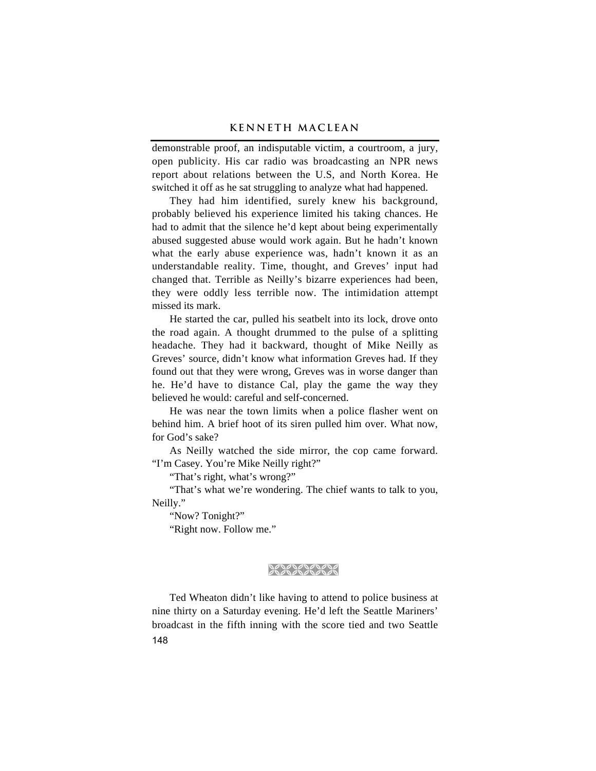demonstrable proof, an indisputable victim, a courtroom, a jury, open publicity. His car radio was broadcasting an NPR news report about relations between the U.S, and North Korea. He switched it off as he sat struggling to analyze what had happened.

They had him identified, surely knew his background, probably believed his experience limited his taking chances. He had to admit that the silence he'd kept about being experimentally abused suggested abuse would work again. But he hadn't known what the early abuse experience was, hadn't known it as an understandable reality. Time, thought, and Greves' input had changed that. Terrible as Neilly's bizarre experiences had been, they were oddly less terrible now. The intimidation attempt missed its mark.

He started the car, pulled his seatbelt into its lock, drove onto the road again. A thought drummed to the pulse of a splitting headache. They had it backward, thought of Mike Neilly as Greves' source, didn't know what information Greves had. If they found out that they were wrong, Greves was in worse danger than he. He'd have to distance Cal, play the game the way they believed he would: careful and self-concerned.

He was near the town limits when a police flasher went on behind him. A brief hoot of its siren pulled him over. What now, for God's sake?

As Neilly watched the side mirror, the cop came forward. "I'm Casey. You're Mike Neilly right?"

"That's right, what's wrong?"

"That's what we're wondering. The chief wants to talk to you, Neilly."

"Now? Tonight?"

"Right now. Follow me."

---

Ted Wheaton didn't like having to attend to police business at nine thirty on a Saturday evening. He'd left the Seattle Mariners' broadcast in the fifth inning with the score tied and two Seattle